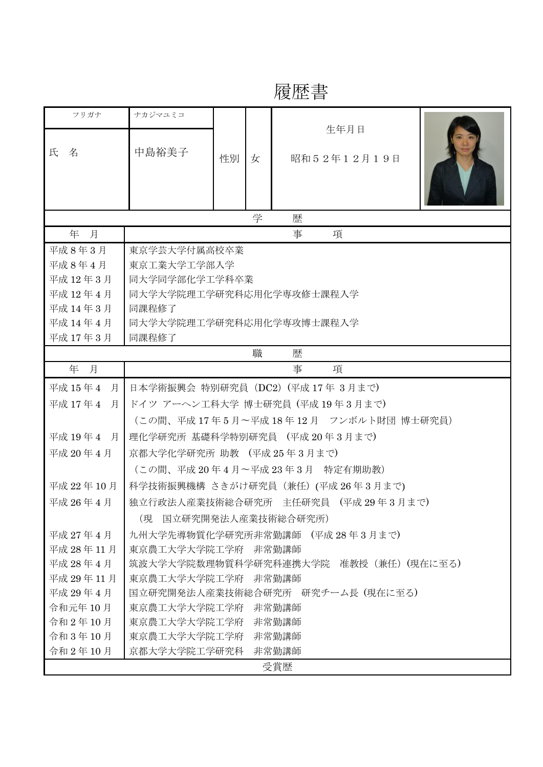# 履歴書

| フリガナ | ナカジマユミコ | | | | |
|---|---|---|---|---|---|
| 氏　名 | 中島裕美子 | 性別 | 女 | 生年月日<br>昭和５２年１２月１９日 | |

## 学　歴

| 年　月 | 事　項 |
|---|---|
| 平成 8 年 3 月 | 東京学芸大学付属高校卒業 |
| 平成 8 年 4 月 | 東京工業大学工学部入学 |
| 平成 12 年 3 月 | 同大学同学部化学工学科卒業 |
| 平成 12 年 4 月 | 同大学大学院理工学研究科応用化学専攻修士課程入学 |
| 平成 14 年 3 月 | 同課程修了 |
| 平成 14 年 4 月 | 同大学大学院理工学研究科応用化学専攻博士課程入学 |
| 平成 17 年 3 月 | 同課程修了 |

## 職　歴

| 年　月 | 事　項 |
|---|---|
| 平成 15 年 4　月 | 日本学術振興会 特別研究員（DC2）(平成 17 年 3 月まで) |
| 平成 17 年 4　月 | ドイツ アーヘン工科大学 博士研究員 (平成 19 年 3 月まで) |
| | （この間、平成 17 年 5 月～平成 18 年 12 月　フンボルト財団 博士研究員） |
| 平成 19 年 4　月 | 理化学研究所 基礎科学特別研究員 （平成 20 年 3 月まで） |
| 平成 20 年 4 月 | 京都大学化学研究所 助教 （平成 25 年 3 月まで） |
| | （この間、平成 20 年 4 月～平成 23 年 3 月　特定有期助教） |
| 平成 22 年 10 月 | 科学技術振興機構 さきがけ研究員（兼任）(平成 26 年 3 月まで) |
| 平成 26 年 4 月 | 独立行政法人産業技術総合研究所　主任研究員 （平成 29 年 3 月まで） |
| | （現　国立研究開発法人産業技術総合研究所） |
| 平成 27 年 4 月 | 九州大学先導物質化学研究所非常勤講師 （平成 28 年 3 月まで） |
| 平成 28 年 11 月 | 東京農工大学大学院工学府　非常勤講師 |
| 平成 28 年 4 月 | 筑波大学大学院数理物質科学研究科連携大学院　准教授（兼任）(現在に至る) |
| 平成 29 年 11 月 | 東京農工大学大学院工学府　非常勤講師 |
| 平成 29 年 4 月 | 国立研究開発法人産業技術総合研究所　研究チーム長 (現在に至る) |
| 令和元年 10 月 | 東京農工大学大学院工学府　非常勤講師 |
| 令和 2 年 10 月 | 東京農工大学大学院工学府　非常勤講師 |
| 令和 3 年 10 月 | 東京農工大学大学院工学府　非常勤講師 |
| 令和 2 年 10 月 | 京都大学大学院工学研究科　非常勤講師 |

## 受賞歴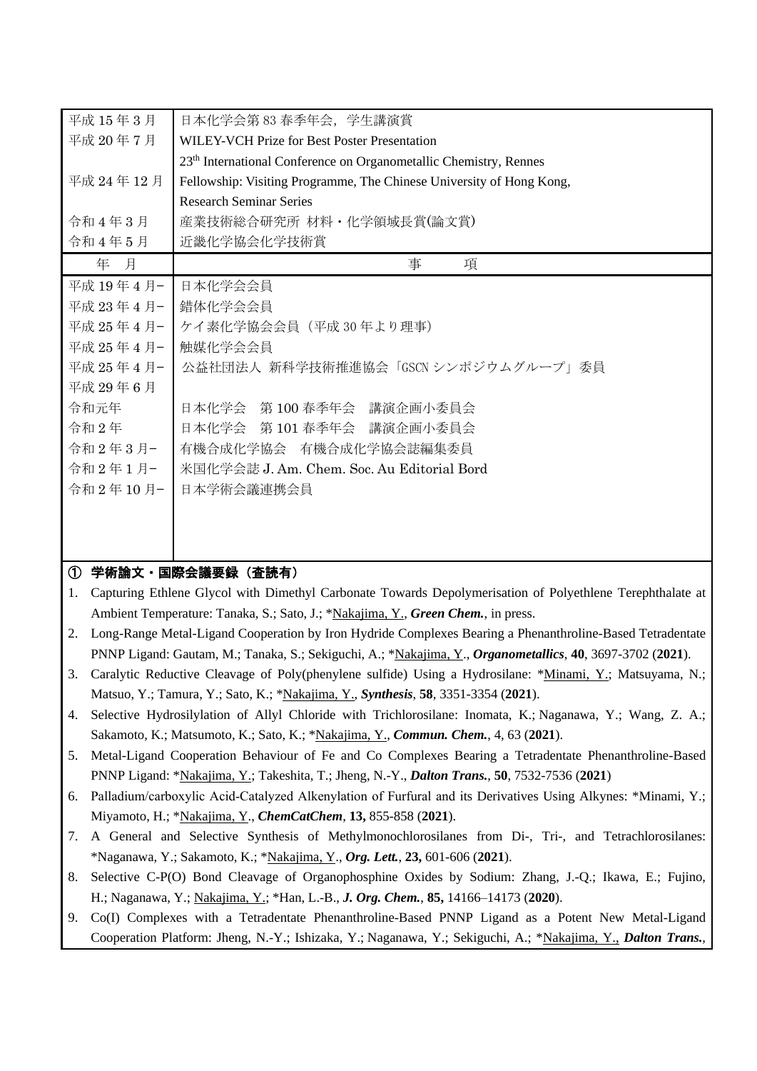| | |
|---|---|
| 平成 15 年 3 月 | 日本化学会第 83 春季年会，学生講演賞 |
| 平成 20 年 7 月 | WILEY-VCH Prize for Best Poster Presentation |
| | 23th International Conference on Organometallic Chemistry, Rennes |
| 平成 24 年 12 月 | Fellowship: Visiting Programme, The Chinese University of Hong Kong, |
| | Research Seminar Series |
| 令和 4 年 3 月 | 産業技術総合研究所 材料・化学領域長賞(論文賞) |
| 令和 4 年 5 月 | 近畿化学協会化学技術賞 |

| 年　月 | 事　　項 |
|---|---|
| 平成 19 年 4 月− | 日本化学会会員 |
| 平成 23 年 4 月− | 錯体化学会会員 |
| 平成 25 年 4 月− | ケイ素化学協会会員（平成 30 年より理事） |
| 平成 25 年 4 月− | 触媒化学会会員 |
| 平成 25 年 4 月− | 公益社団法人 新科学技術推進協会「GSCN シンポジウムグループ」委員 |
| 平成 29 年 6 月 | |
| 令和元年 | 日本化学会　第 100 春季年会　講演企画小委員会 |
| 令和 2 年 | 日本化学会　第 101 春季年会　講演企画小委員会 |
| 令和 2 年 3 月− | 有機合成化学協会　有機合成化学協会誌編集委員 |
| 令和 2 年 1 月− | 米国化学会誌 J. Am. Chem. Soc. Au Editorial Bord |
| 令和 2 年 10 月− | 日本学術会議連携会員 |

## ① 学術論文・国際会議要録（査読有）

1. Capturing Ethlene Glycol with Dimethyl Carbonate Towards Depolymerisation of Polyethlene Terephthalate at Ambient Temperature: Tanaka, S.; Sato, J.; *Nakajima, Y., ***Green Chem.***, in press.
2. Long-Range Metal-Ligand Cooperation by Iron Hydride Complexes Bearing a Phenanthroline-Based Tetradentate PNNP Ligand: Gautam, M.; Tanaka, S.; Sekiguchi, A.; *Nakajima, Y., ***Organometallics***, **40**, 3697-3702 (**2021**).
3. Caralytic Reductive Cleavage of Poly(phenylene sulfide) Using a Hydrosilane: *Minami, Y.; Matsuyama, N.; Matsuo, Y.; Tamura, Y.; Sato, K.; *Nakajima, Y., ***Synthesis***, **58**, 3351-3354 (**2021**).
4. Selective Hydrosilylation of Allyl Chloride with Trichlorosilane: Inomata, K.; Naganawa, Y.; Wang, Z. A.; Sakamoto, K.; Matsumoto, K.; Sato, K.; *Nakajima, Y., ***Commun. Chem.***, 4, 63 (**2021**).
5. Metal-Ligand Cooperation Behaviour of Fe and Co Complexes Bearing a Tetradentate Phenanthroline-Based PNNP Ligand: *Nakajima, Y.; Takeshita, T.; Jheng, N.-Y., ***Dalton Trans.***, **50**, 7532-7536 (**2021**)
6. Palladium/carboxylic Acid-Catalyzed Alkenylation of Furfural and its Derivatives Using Alkynes: *Minami, Y.; Miyamoto, H.; *Nakajima, Y., ***ChemCatChem***, **13,** 855-858 (**2021**).
7. A General and Selective Synthesis of Methylmonochlorosilanes from Di-, Tri-, and Tetrachlorosilanes: *Naganawa, Y.; Sakamoto, K.; *Nakajima, Y., ***Org. Lett.***, **23,** 601-606 (**2021**).
8. Selective C-P(O) Bond Cleavage of Organophosphine Oxides by Sodium: Zhang, J.-Q.; Ikawa, E.; Fujino, H.; Naganawa, Y.; Nakajima, Y.; *Han, L.-B., ***J. Org. Chem.***, **85,** 14166–14173 (**2020**).
9. Co(I) Complexes with a Tetradentate Phenanthroline-Based PNNP Ligand as a Potent New Metal-Ligand Cooperation Platform: Jheng, N.-Y.; Ishizaka, Y.; Naganawa, Y.; Sekiguchi, A.; *Nakajima, Y., ***Dalton Trans.***,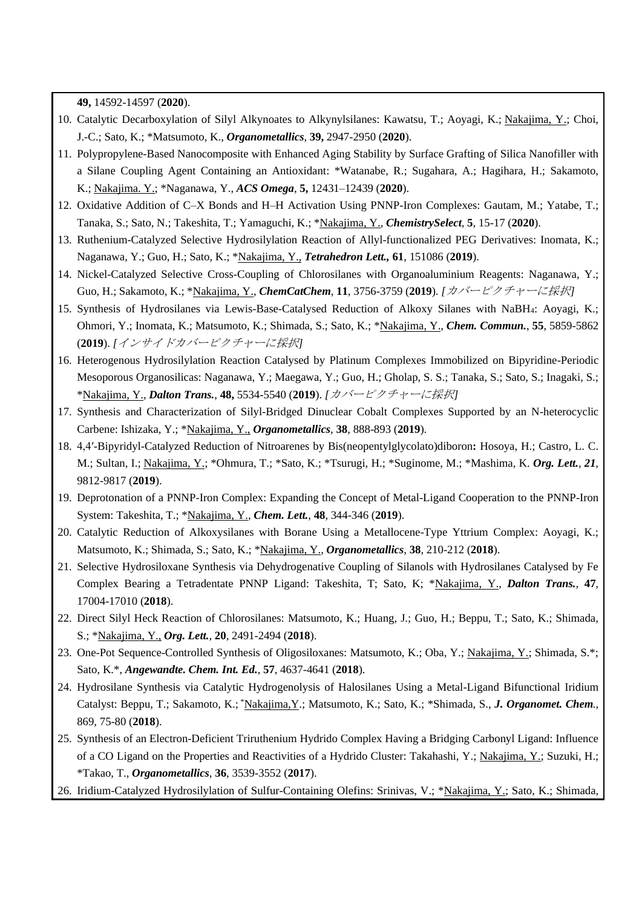**49,** 14592-14597 (**2020**).

10. Catalytic Decarboxylation of Silyl Alkynoates to Alkynylsilanes: Kawatsu, T.; Aoyagi, K.; Nakajima, Y.; Choi, J.-C.; Sato, K.; *Matsumoto, K., ***Organometallics***, **39,** 2947-2950 (**2020**).
11. Polypropylene-Based Nanocomposite with Enhanced Aging Stability by Surface Grafting of Silica Nanofiller with a Silane Coupling Agent Containing an Antioxidant: *Watanabe, R.; Sugahara, A.; Hagihara, H.; Sakamoto, K.; Nakajima. Y.; *Naganawa, Y., ***ACS Omega***, **5,** 12431–12439 (**2020**).
12. Oxidative Addition of C–X Bonds and H–H Activation Using PNNP-Iron Complexes: Gautam, M.; Yatabe, T.; Tanaka, S.; Sato, N.; Takeshita, T.; Yamaguchi, K.; *Nakajima, Y., ***ChemistrySelect***, **5**, 15-17 (**2020**).
13. Ruthenium-Catalyzed Selective Hydrosilylation Reaction of Allyl-functionalized PEG Derivatives: Inomata, K.; Naganawa, Y.; Guo, H.; Sato, K.; *Nakajima, Y., ***Tetrahedron Lett.,*** **61**, 151086 (**2019**).
14. Nickel-Catalyzed Selective Cross-Coupling of Chlorosilanes with Organoaluminium Reagents: Naganawa, Y.; Guo, H.; Sakamoto, K.; *Nakajima, Y., ***ChemCatChem***, **11**, 3756-3759 (**2019**). *[カバーピクチャーに採択]*
15. Synthesis of Hydrosilanes via Lewis-Base-Catalysed Reduction of Alkoxy Silanes with $NaBH_4$: Aoyagi, K.; Ohmori, Y.; Inomata, K.; Matsumoto, K.; Shimada, S.; Sato, K.; *Nakajima, Y., ***Chem. Commun.***, **55**, 5859-5862 (**2019**). *[インサイドカバーピクチャーに採択]*
16. Heterogenous Hydrosilylation Reaction Catalysed by Platinum Complexes Immobilized on Bipyridine-Periodic Mesoporous Organosilicas: Naganawa, Y.; Maegawa, Y.; Guo, H.; Gholap, S. S.; Tanaka, S.; Sato, S.; Inagaki, S.; *Nakajima, Y., ***Dalton Trans.***, **48,** 5534-5540 (**2019**). *[カバーピクチャーに採択]*
17. Synthesis and Characterization of Silyl-Bridged Dinuclear Cobalt Complexes Supported by an N-heterocyclic Carbene: Ishizaka, Y.; *Nakajima, Y., ***Organometallics***, **38**, 888-893 (**2019**).
18. 4,4′-Bipyridyl-Catalyzed Reduction of Nitroarenes by Bis(neopentylglycolato)diboron**:** Hosoya, H.; Castro, L. C. M.; Sultan, I.; Nakajima, Y.; *Ohmura, T.; *Sato, K.; *Tsurugi, H.; *Suginome, M.; *Mashima, K. ***Org. Lett.***, ***21***, 9812-9817 (**2019**).
19. Deprotonation of a PNNP-Iron Complex: Expanding the Concept of Metal-Ligand Cooperation to the PNNP-Iron System: Takeshita, T.; *Nakajima, Y., ***Chem. Lett.***, **48**, 344-346 (**2019**).
20. Catalytic Reduction of Alkoxysilanes with Borane Using a Metallocene-Type Yttrium Complex: Aoyagi, K.; Matsumoto, K.; Shimada, S.; Sato, K.; *Nakajima, Y., ***Organometallics***, **38**, 210-212 (**2018**).
21. Selective Hydrosiloxane Synthesis via Dehydrogenative Coupling of Silanols with Hydrosilanes Catalysed by Fe Complex Bearing a Tetradentate PNNP Ligand: Takeshita, T; Sato, K; *Nakajima, Y., ***Dalton Trans.***, **47**, 17004-17010 (**2018**).
22. Direct Silyl Heck Reaction of Chlorosilanes: Matsumoto, K.; Huang, J.; Guo, H.; Beppu, T.; Sato, K.; Shimada, S.; *Nakajima, Y., ***Org. Lett.***, **20**, 2491-2494 (**2018**).
23. One-Pot Sequence-Controlled Synthesis of Oligosiloxanes: Matsumoto, K.; Oba, Y.; Nakajima, Y.; Shimada, S.*; Sato, K.*, ***Angewandte. Chem. Int. Ed.***, **57**, 4637-4641 (**2018**).
24. Hydrosilane Synthesis via Catalytic Hydrogenolysis of Halosilanes Using a Metal-Ligand Bifunctional Iridium Catalyst: Beppu, T.; Sakamoto, K.; *Nakajima,Y.; Matsumoto, K.; Sato, K.; *Shimada, S., ***J. Organomet. Chem.***, 869, 75-80 (**2018**).
25. Synthesis of an Electron-Deficient Triruthenium Hydrido Complex Having a Bridging Carbonyl Ligand: Influence of a CO Ligand on the Properties and Reactivities of a Hydrido Cluster: Takahashi, Y.; Nakajima, Y.; Suzuki, H.; *Takao, T., ***Organometallics***, **36**, 3539-3552 (**2017**).
26. Iridium-Catalyzed Hydrosilylation of Sulfur-Containing Olefins: Srinivas, V.; *Nakajima, Y.; Sato, K.; Shimada,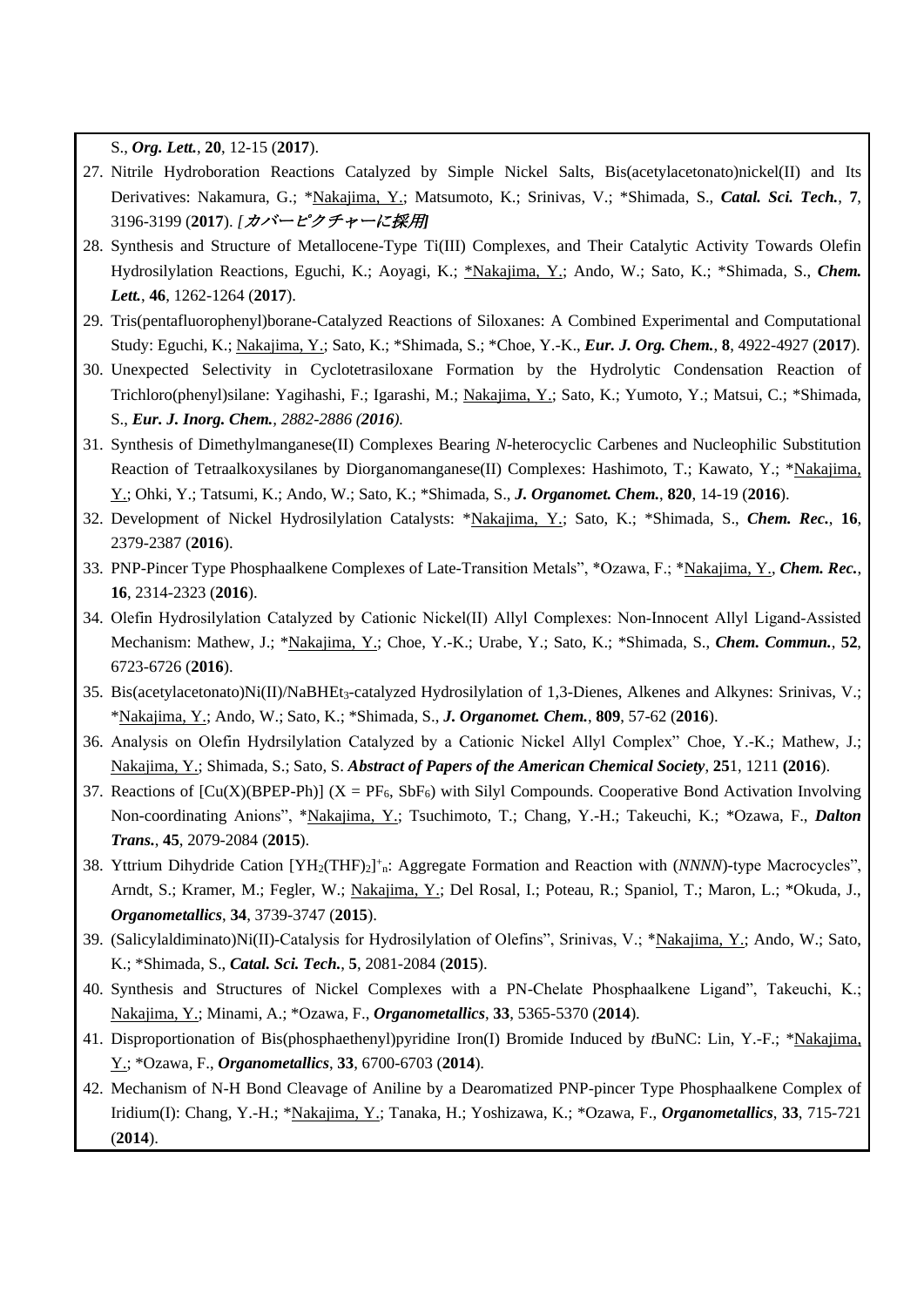S., ***Org. Lett.***, **20**, 12-15 (**2017**).

27. Nitrile Hydroboration Reactions Catalyzed by Simple Nickel Salts, Bis(acetylacetonato)nickel(II) and Its Derivatives: Nakamura, G.; *Nakajima, Y.; Matsumoto, K.; Srinivas, V.; *Shimada, S., ***Catal. Sci. Tech.***, **7**, 3196-3199 (**2017**). *[カバーピクチャーに採用]*
28. Synthesis and Structure of Metallocene-Type Ti(III) Complexes, and Their Catalytic Activity Towards Olefin Hydrosilylation Reactions, Eguchi, K.; Aoyagi, K.; *Nakajima, Y.; Ando, W.; Sato, K.; *Shimada, S., ***Chem. Lett.***, **46**, 1262-1264 (**2017**).
29. Tris(pentafluorophenyl)borane-Catalyzed Reactions of Siloxanes: A Combined Experimental and Computational Study: Eguchi, K.; Nakajima, Y.; Sato, K.; *Shimada, S.; *Choe, Y.-K., ***Eur. J. Org. Chem.***, **8**, 4922-4927 (**2017**).
30. Unexpected Selectivity in Cyclotetrasiloxane Formation by the Hydrolytic Condensation Reaction of Trichloro(phenyl)silane: Yagihashi, F.; Igarashi, M.; Nakajima, Y.; Sato, K.; Yumoto, Y.; Matsui, C.; *Shimada, S., ***Eur. J. Inorg. Chem.***, *2882-2886 (2016).*
31. Synthesis of Dimethylmanganese(II) Complexes Bearing *N*-heterocyclic Carbenes and Nucleophilic Substitution Reaction of Tetraalkoxysilanes by Diorganomanganese(II) Complexes: Hashimoto, T.; Kawato, Y.; *Nakajima, Y.; Ohki, Y.; Tatsumi, K.; Ando, W.; Sato, K.; *Shimada, S., ***J. Organomet. Chem.***, **820**, 14-19 (**2016**).
32. Development of Nickel Hydrosilylation Catalysts: *Nakajima, Y.; Sato, K.; *Shimada, S., ***Chem. Rec.***, **16**, 2379-2387 (**2016**).
33. PNP-Pincer Type Phosphaalkene Complexes of Late-Transition Metals", *Ozawa, F.; *Nakajima, Y., ***Chem. Rec.***, **16**, 2314-2323 (**2016**).
34. Olefin Hydrosilylation Catalyzed by Cationic Nickel(II) Allyl Complexes: Non-Innocent Allyl Ligand-Assisted Mechanism: Mathew, J.; *Nakajima, Y.; Choe, Y.-K.; Urabe, Y.; Sato, K.; *Shimada, S., ***Chem. Commun.***, **52**, 6723-6726 (**2016**).
35. Bis(acetylacetonato)Ni(II)/$NaBHEt_3$-catalyzed Hydrosilylation of 1,3-Dienes, Alkenes and Alkynes: Srinivas, V.; *Nakajima, Y.; Ando, W.; Sato, K.; *Shimada, S., ***J. Organomet. Chem.***, **809**, 57-62 (**2016**).
36. Analysis on Olefin Hydrsilylation Catalyzed by a Cationic Nickel Allyl Complex" Choe, Y.-K.; Mathew, J.; Nakajima, Y.; Shimada, S.; Sato, S. ***Abstract of Papers of the American Chemical Society***, **25**1, 1211 **(2016**).
37. Reactions of [Cu(X)(BPEP-Ph)] (X = $PF_6$, $SbF_6$) with Silyl Compounds. Cooperative Bond Activation Involving Non-coordinating Anions", *Nakajima, Y.; Tsuchimoto, T.; Chang, Y.-H.; Takeuchi, K.; *Ozawa, F., ***Dalton Trans.***, **45**, 2079-2084 (**2015**).
38. Yttrium Dihydride Cation $[YH_2(THF)_2]^+_n$: Aggregate Formation and Reaction with (*NNNN*)-type Macrocycles", Arndt, S.; Kramer, M.; Fegler, W.; Nakajima, Y.; Del Rosal, I.; Poteau, R.; Spaniol, T.; Maron, L.; *Okuda, J., ***Organometallics***, **34**, 3739-3747 (**2015**).
39. (Salicylaldiminato)Ni(II)-Catalysis for Hydrosilylation of Olefins", Srinivas, V.; *Nakajima, Y.; Ando, W.; Sato, K.; *Shimada, S., ***Catal. Sci. Tech.***, **5**, 2081-2084 (**2015**).
40. Synthesis and Structures of Nickel Complexes with a PN-Chelate Phosphaalkene Ligand", Takeuchi, K.; Nakajima, Y.; Minami, A.; *Ozawa, F., ***Organometallics***, **33**, 5365-5370 (**2014**).
41. Disproportionation of Bis(phosphaethenyl)pyridine Iron(I) Bromide Induced by *t*BuNC: Lin, Y.-F.; *Nakajima, Y.; *Ozawa, F., ***Organometallics***, **33**, 6700-6703 (**2014**).
42. Mechanism of N-H Bond Cleavage of Aniline by a Dearomatized PNP-pincer Type Phosphaalkene Complex of Iridium(I): Chang, Y.-H.; *Nakajima, Y.; Tanaka, H.; Yoshizawa, K.; *Ozawa, F., ***Organometallics***, **33**, 715-721 (**2014**).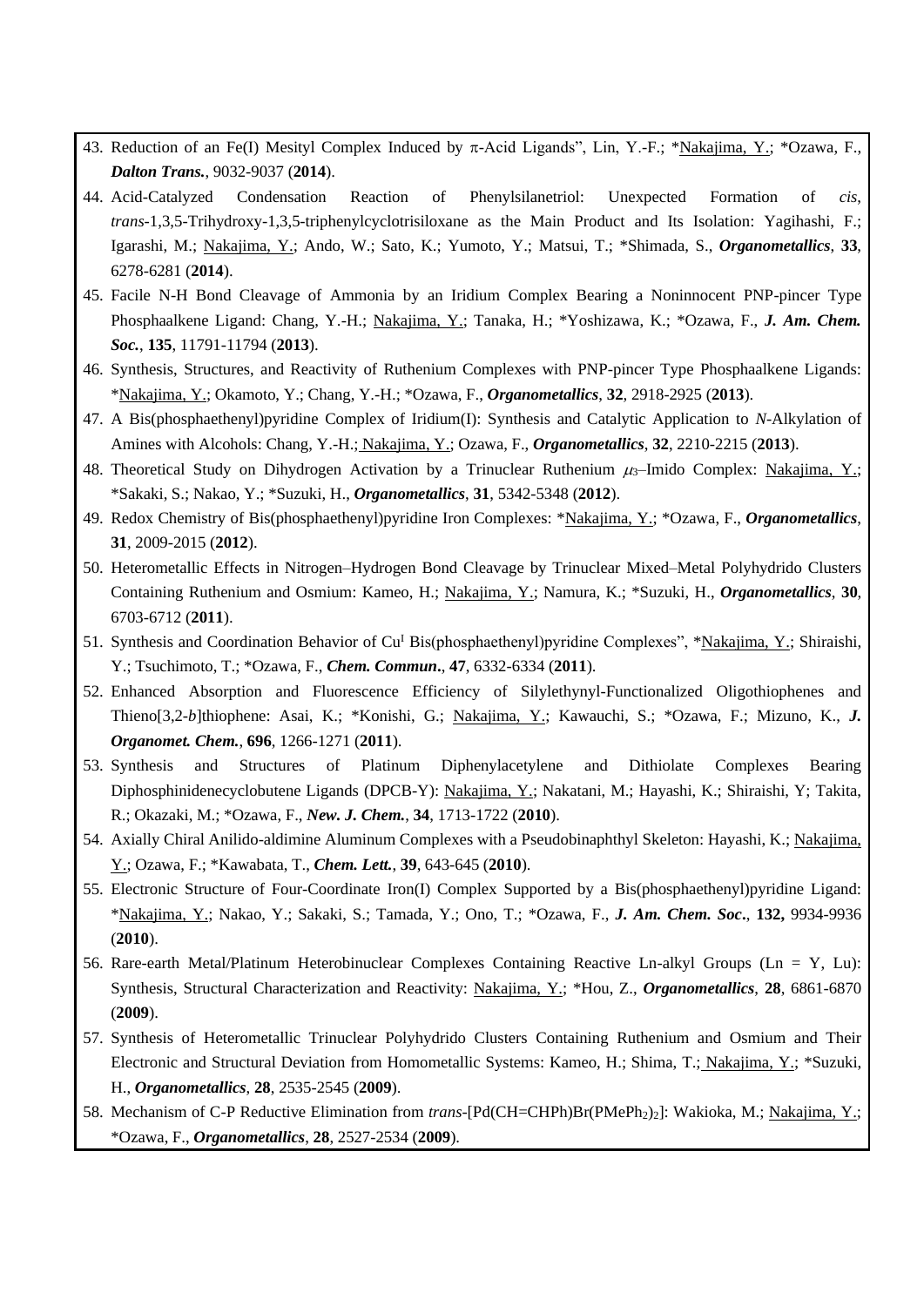43. Reduction of an Fe(I) Mesityl Complex Induced by π-Acid Ligands", Lin, Y.-F.; *Nakajima, Y.; *Ozawa, F., ***Dalton Trans.***, 9032-9037 (**2014**).
44. Acid-Catalyzed Condensation Reaction of Phenylsilanetriol: Unexpected Formation of *cis*, *trans*-1,3,5-Trihydroxy-1,3,5-triphenylcyclotrisiloxane as the Main Product and Its Isolation: Yagihashi, F.; Igarashi, M.; Nakajima, Y.; Ando, W.; Sato, K.; Yumoto, Y.; Matsui, T.; *Shimada, S., ***Organometallics***, **33**, 6278-6281 (**2014**).
45. Facile N-H Bond Cleavage of Ammonia by an Iridium Complex Bearing a Noninnocent PNP-pincer Type Phosphaalkene Ligand: Chang, Y.-H.; Nakajima, Y.; Tanaka, H.; *Yoshizawa, K.; *Ozawa, F., ***J. Am. Chem. Soc.***, **135**, 11791-11794 (**2013**).
46. Synthesis, Structures, and Reactivity of Ruthenium Complexes with PNP-pincer Type Phosphaalkene Ligands: *Nakajima, Y.; Okamoto, Y.; Chang, Y.-H.; *Ozawa, F., ***Organometallics***, **32**, 2918-2925 (**2013**).
47. A Bis(phosphaethenyl)pyridine Complex of Iridium(I): Synthesis and Catalytic Application to *N*-Alkylation of Amines with Alcohols: Chang, Y.-H.; Nakajima, Y.; Ozawa, F., ***Organometallics***, **32**, 2210-2215 (**2013**).
48. Theoretical Study on Dihydrogen Activation by a Trinuclear Ruthenium $\mu_3$–Imido Complex: Nakajima, Y.; *Sakaki, S.; Nakao, Y.; *Suzuki, H., ***Organometallics***, **31**, 5342-5348 (**2012**).
49. Redox Chemistry of Bis(phosphaethenyl)pyridine Iron Complexes: *Nakajima, Y.; *Ozawa, F., ***Organometallics***, **31**, 2009-2015 (**2012**).
50. Heterometallic Effects in Nitrogen–Hydrogen Bond Cleavage by Trinuclear Mixed–Metal Polyhydrido Clusters Containing Ruthenium and Osmium: Kameo, H.; Nakajima, Y.; Namura, K.; *Suzuki, H., ***Organometallics***, **30**, 6703-6712 (**2011**).
51. Synthesis and Coordination Behavior of $Cu^I$ Bis(phosphaethenyl)pyridine Complexes", *Nakajima, Y.; Shiraishi, Y.; Tsuchimoto, T.; *Ozawa, F., ***Chem. Commun***., **47**, 6332-6334 (**2011**).
52. Enhanced Absorption and Fluorescence Efficiency of Silylethynyl-Functionalized Oligothiophenes and Thieno[3,2-*b*]thiophene: Asai, K.; *Konishi, G.; Nakajima, Y.; Kawauchi, S.; *Ozawa, F.; Mizuno, K., ***J. Organomet. Chem.***, **696**, 1266-1271 (**2011**).
53. Synthesis and Structures of Platinum Diphenylacetylene and Dithiolate Complexes Bearing Diphosphinidenecyclobutene Ligands (DPCB-Y): Nakajima, Y.; Nakatani, M.; Hayashi, K.; Shiraishi, Y; Takita, R.; Okazaki, M.; *Ozawa, F., ***New. J. Chem.***, **34**, 1713-1722 (**2010**).
54. Axially Chiral Anilido-aldimine Aluminum Complexes with a Pseudobinaphthyl Skeleton: Hayashi, K.; Nakajima, Y.; Ozawa, F.; *Kawabata, T., ***Chem. Lett.***, **39**, 643-645 (**2010**).
55. Electronic Structure of Four-Coordinate Iron(I) Complex Supported by a Bis(phosphaethenyl)pyridine Ligand: *Nakajima, Y.; Nakao, Y.; Sakaki, S.; Tamada, Y.; Ono, T.; *Ozawa, F., ***J. Am. Chem. Soc***., **132,** 9934-9936 (**2010**).
56. Rare-earth Metal/Platinum Heterobinuclear Complexes Containing Reactive Ln-alkyl Groups (Ln = Y, Lu): Synthesis, Structural Characterization and Reactivity: Nakajima, Y.; *Hou, Z., ***Organometallics***, **28**, 6861-6870 (**2009**).
57. Synthesis of Heterometallic Trinuclear Polyhydrido Clusters Containing Ruthenium and Osmium and Their Electronic and Structural Deviation from Homometallic Systems: Kameo, H.; Shima, T.; Nakajima, Y.; *Suzuki, H., ***Organometallics***, **28**, 2535-2545 (**2009**).
58. Mechanism of C-P Reductive Elimination from *trans*-[Pd(CH=CHPh)Br($PMePh_2$)$_2$]: Wakioka, M.; Nakajima, Y.; *Ozawa, F., ***Organometallics***, **28**, 2527-2534 (**2009**).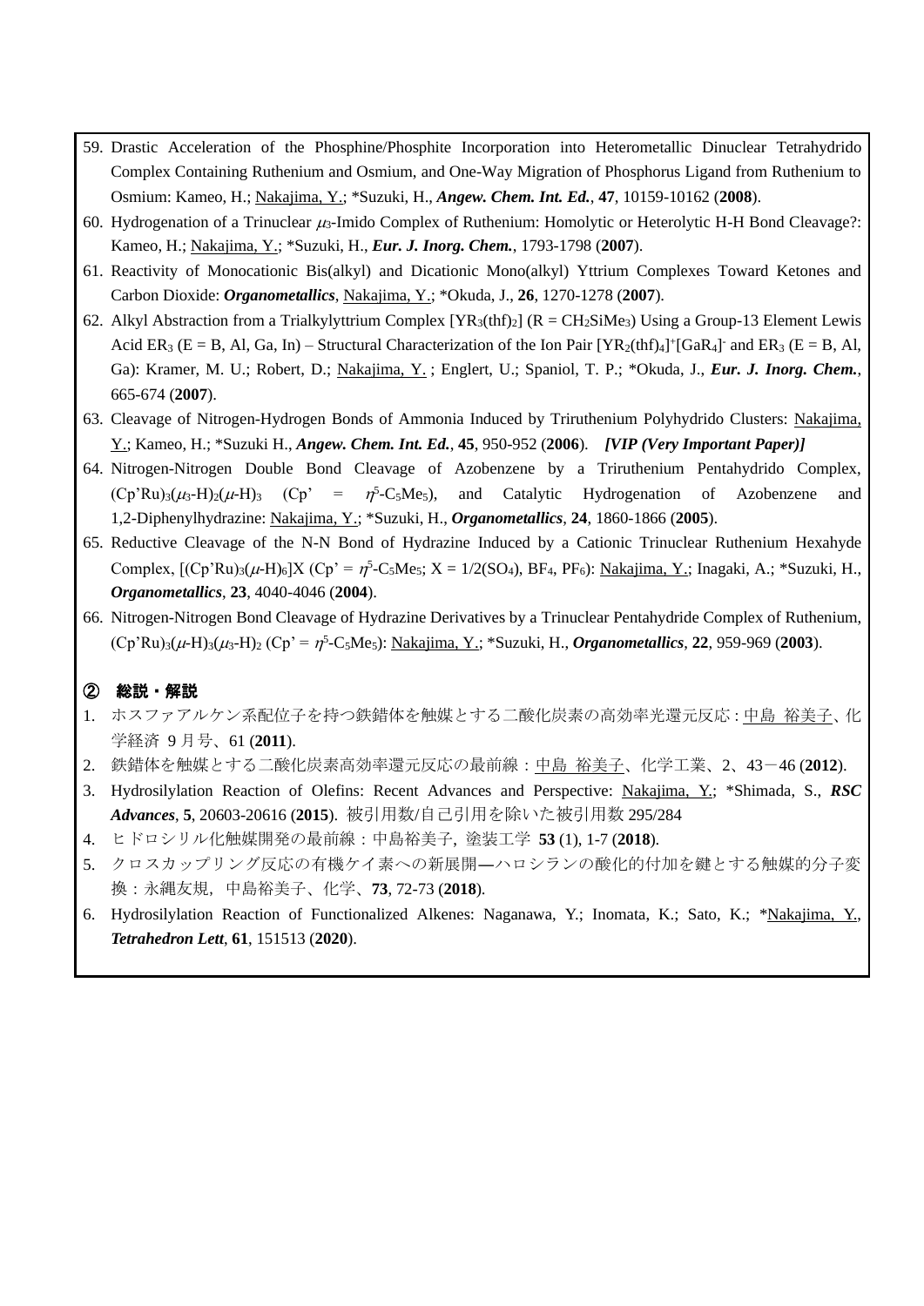59. Drastic Acceleration of the Phosphine/Phosphite Incorporation into Heterometallic Dinuclear Tetrahydrido Complex Containing Ruthenium and Osmium, and One-Way Migration of Phosphorus Ligand from Ruthenium to Osmium: Kameo, H.; Nakajima, Y.; *Suzuki, H., ***Angew. Chem. Int. Ed.***, **47**, 10159-10162 (**2008**).
60. Hydrogenation of a Trinuclear $\mu_3$-Imido Complex of Ruthenium: Homolytic or Heterolytic H-H Bond Cleavage?: Kameo, H.; Nakajima, Y.; *Suzuki, H., ***Eur. J. Inorg. Chem.***, 1793-1798 (**2007**).
61. Reactivity of Monocationic Bis(alkyl) and Dicationic Mono(alkyl) Yttrium Complexes Toward Ketones and Carbon Dioxide: ***Organometallics***, Nakajima, Y.; *Okuda, J., **26**, 1270-1278 (**2007**).
62. Alkyl Abstraction from a Trialkylyttrium Complex $[YR_3(thf)_2]$ (R = $CH_2SiMe_3$) Using a Group-13 Element Lewis Acid $ER_3$ (E = B, Al, Ga, In) – Structural Characterization of the Ion Pair $[YR_2(thf)_4]^+[GaR_4]^-$ and $ER_3$ (E = B, Al, Ga): Kramer, M. U.; Robert, D.; Nakajima, Y. ; Englert, U.; Spaniol, T. P.; *Okuda, J., ***Eur. J. Inorg. Chem.***, 665-674 (**2007**).
63. Cleavage of Nitrogen-Hydrogen Bonds of Ammonia Induced by Triruthenium Polyhydrido Clusters: Nakajima, Y.; Kameo, H.; *Suzuki H., ***Angew. Chem. Int. Ed.***, **45**, 950-952 (**2006**). ***[VIP (Very Important Paper)]***
64. Nitrogen-Nitrogen Double Bond Cleavage of Azobenzene by a Triruthenium Pentahydrido Complex, $(Cp'Ru)_3(\mu_3\text{-H})_2(\mu\text{-H})_3$ (Cp' = $\eta^5$-$C_5Me_5$), and Catalytic Hydrogenation of Azobenzene and 1,2-Diphenylhydrazine: Nakajima, Y.; *Suzuki, H., ***Organometallics***, **24**, 1860-1866 (**2005**).
65. Reductive Cleavage of the N-N Bond of Hydrazine Induced by a Cationic Trinuclear Ruthenium Hexahyde Complex, $[(Cp'Ru)_3(\mu\text{-H})_6]X$ (Cp' = $\eta^5$-$C_5Me_5$; X = 1/2($SO_4$), $BF_4$, $PF_6$): Nakajima, Y.; Inagaki, A.; *Suzuki, H., ***Organometallics***, **23**, 4040-4046 (**2004**).
66. Nitrogen-Nitrogen Bond Cleavage of Hydrazine Derivatives by a Trinuclear Pentahydride Complex of Ruthenium, $(Cp'Ru)_3(\mu\text{-H})_3(\mu_3\text{-H})_2$ (Cp' = $\eta^5$-$C_5Me_5$): Nakajima, Y.; *Suzuki, H., ***Organometallics***, **22**, 959-969 (**2003**).

**② 総説・解説**

1. ホスファアルケン系配位子を持つ鉄錯体を触媒とする二酸化炭素の高効率光還元反応：中島 裕美子、化学経済 9 月号、61 (**2011**).
2. 鉄錯体を触媒とする二酸化炭素高効率還元反応の最前線：中島 裕美子、化学工業、2、43－46 (**2012**).
3. Hydrosilylation Reaction of Olefins: Recent Advances and Perspective: Nakajima, Y.; *Shimada, S., ***RSC Advances***, **5**, 20603-20616 (**2015**). 被引用数/自己引用を除いた被引用数 295/284
4. ヒドロシリル化触媒開発の最前線：中島裕美子, 塗装工学 **53** (1), 1-7 (**2018**).
5. クロスカップリング反応の有機ケイ素への新展開―ハロシランの酸化的付加を鍵とする触媒的分子変換：永縄友規, 中島裕美子、化学、**73**, 72-73 (**2018**).
6. Hydrosilylation Reaction of Functionalized Alkenes: Naganawa, Y.; Inomata, K.; Sato, K.; *Nakajima, Y., ***Tetrahedron Lett***, **61**, 151513 (**2020**).